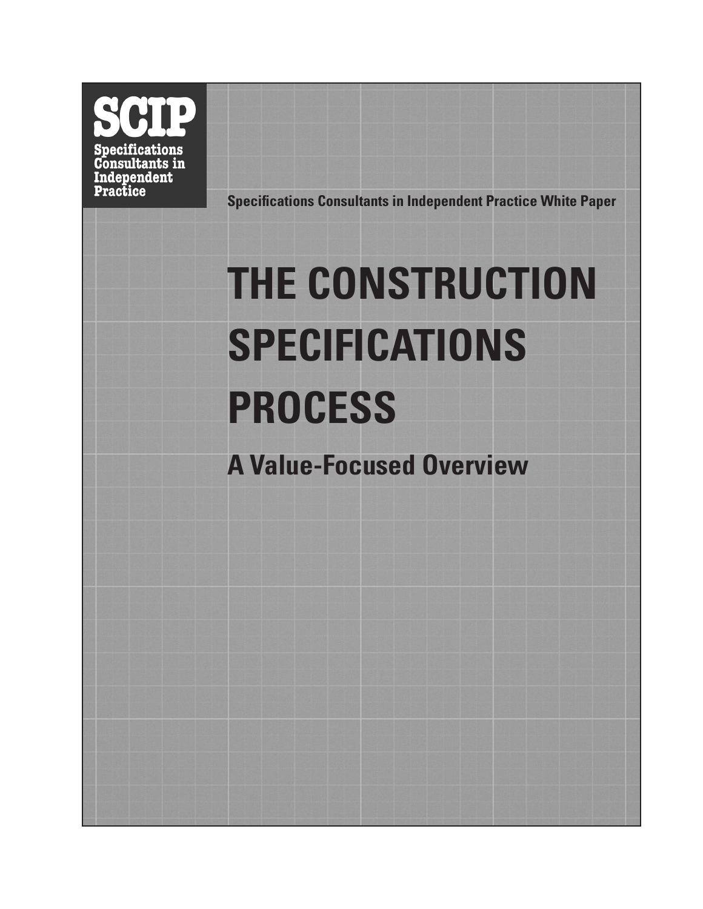**SCIP**

**Specifications Consultants in Independent Practice**

**Specifications Consultants in Independent Practice White Paper**

# THE CONSTRUCTION SPECIFICATIONS PROCESS

## A Value-Focused Overview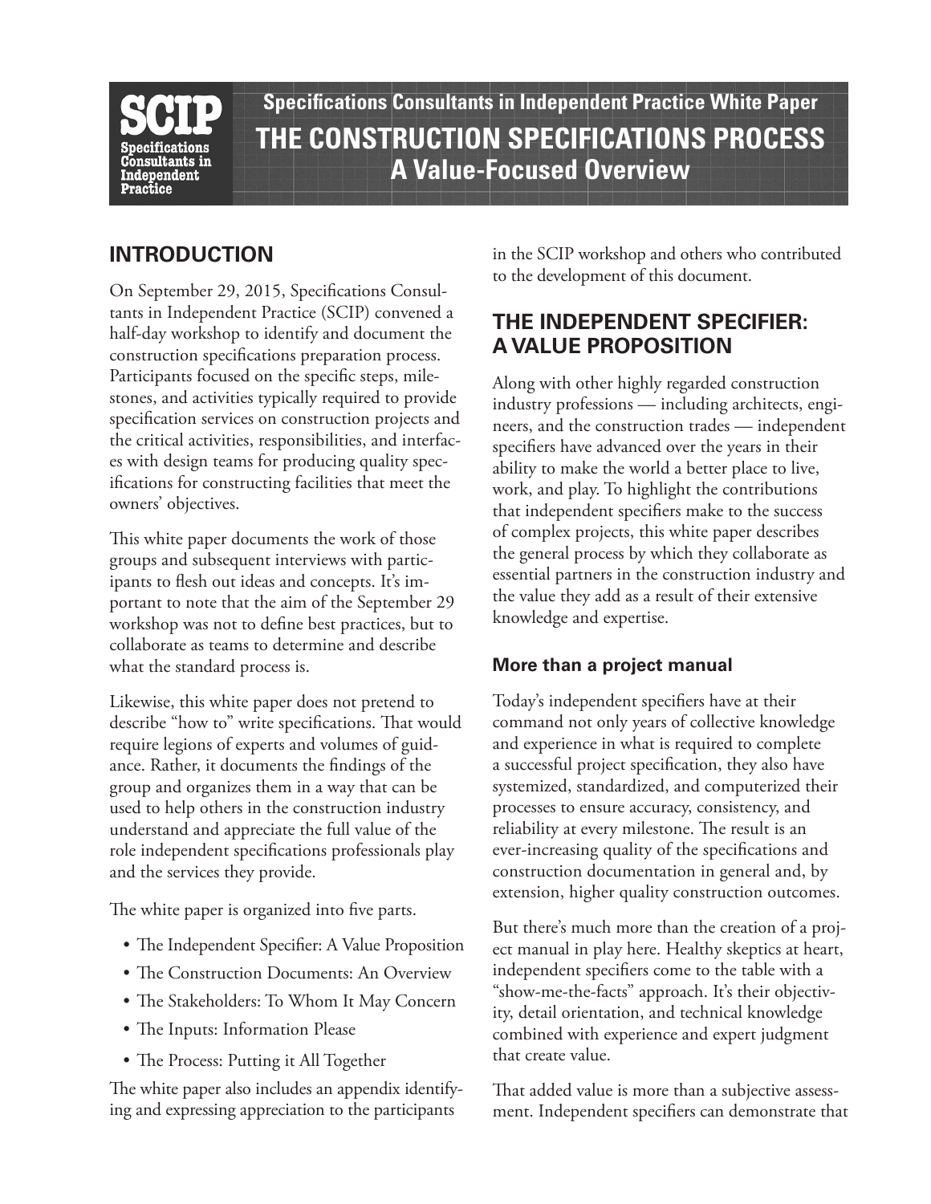**SCIP** Specifications Consultants in Independent Practice

# Specifications Consultants in Independent Practice White Paper
# THE CONSTRUCTION SPECIFICATIONS PROCESS
## A Value-Focused Overview

## INTRODUCTION

On September 29, 2015, Specifications Consultants in Independent Practice (SCIP) convened a half-day workshop to identify and document the construction specifications preparation process. Participants focused on the specific steps, milestones, and activities typically required to provide specification services on construction projects and the critical activities, responsibilities, and interfaces with design teams for producing quality specifications for constructing facilities that meet the owners' objectives.

This white paper documents the work of those groups and subsequent interviews with participants to flesh out ideas and concepts. It's important to note that the aim of the September 29 workshop was not to define best practices, but to collaborate as teams to determine and describe what the standard process is.

Likewise, this white paper does not pretend to describe "how to" write specifications. That would require legions of experts and volumes of guidance. Rather, it documents the findings of the group and organizes them in a way that can be used to help others in the construction industry understand and appreciate the full value of the role independent specifications professionals play and the services they provide.

The white paper is organized into five parts.

- The Independent Specifier: A Value Proposition
- The Construction Documents: An Overview
- The Stakeholders: To Whom It May Concern
- The Inputs: Information Please
- The Process: Putting it All Together

The white paper also includes an appendix identifying and expressing appreciation to the participants in the SCIP workshop and others who contributed to the development of this document.

## THE INDEPENDENT SPECIFIER: A VALUE PROPOSITION

Along with other highly regarded construction industry professions — including architects, engineers, and the construction trades — independent specifiers have advanced over the years in their ability to make the world a better place to live, work, and play. To highlight the contributions that independent specifiers make to the success of complex projects, this white paper describes the general process by which they collaborate as essential partners in the construction industry and the value they add as a result of their extensive knowledge and expertise.

### More than a project manual

Today's independent specifiers have at their command not only years of collective knowledge and experience in what is required to complete a successful project specification, they also have systemized, standardized, and computerized their processes to ensure accuracy, consistency, and reliability at every milestone. The result is an ever-increasing quality of the specifications and construction documentation in general and, by extension, higher quality construction outcomes.

But there's much more than the creation of a project manual in play here. Healthy skeptics at heart, independent specifiers come to the table with a "show-me-the-facts" approach. It's their objectivity, detail orientation, and technical knowledge combined with experience and expert judgment that create value.

That added value is more than a subjective assessment. Independent specifiers can demonstrate that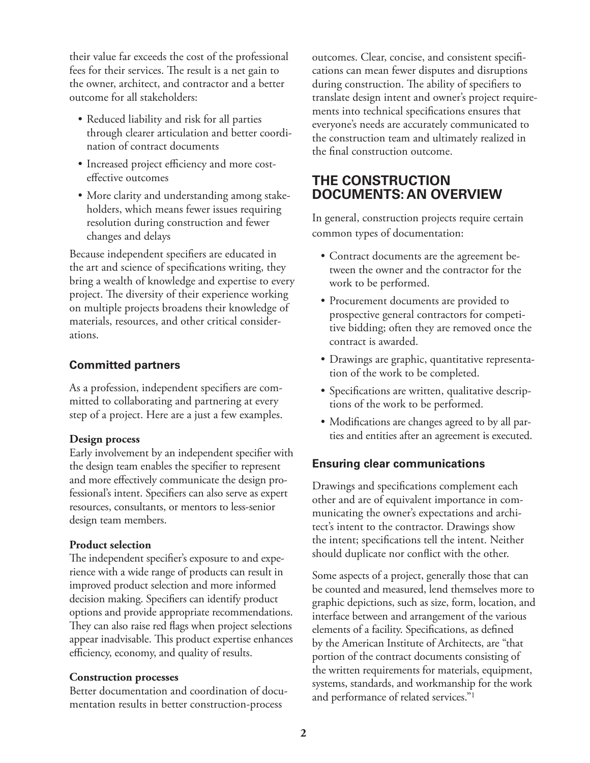their value far exceeds the cost of the professional fees for their services. The result is a net gain to the owner, architect, and contractor and a better outcome for all stakeholders:

- Reduced liability and risk for all parties through clearer articulation and better coordination of contract documents
- Increased project efficiency and more cost-effective outcomes
- More clarity and understanding among stakeholders, which means fewer issues requiring resolution during construction and fewer changes and delays

Because independent specifiers are educated in the art and science of specifications writing, they bring a wealth of knowledge and expertise to every project. The diversity of their experience working on multiple projects broadens their knowledge of materials, resources, and other critical considerations.

### Committed partners

As a profession, independent specifiers are committed to collaborating and partnering at every step of a project. Here are a just a few examples.

**Design process**
Early involvement by an independent specifier with the design team enables the specifier to represent and more effectively communicate the design professional's intent. Specifiers can also serve as expert resources, consultants, or mentors to less-senior design team members.

**Product selection**
The independent specifier's exposure to and experience with a wide range of products can result in improved product selection and more informed decision making. Specifiers can identify product options and provide appropriate recommendations. They can also raise red flags when project selections appear inadvisable. This product expertise enhances efficiency, economy, and quality of results.

**Construction processes**
Better documentation and coordination of documentation results in better construction-process outcomes. Clear, concise, and consistent specifications can mean fewer disputes and disruptions during construction. The ability of specifiers to translate design intent and owner's project requirements into technical specifications ensures that everyone's needs are accurately communicated to the construction team and ultimately realized in the final construction outcome.

## THE CONSTRUCTION DOCUMENTS: AN OVERVIEW

In general, construction projects require certain common types of documentation:

- Contract documents are the agreement between the owner and the contractor for the work to be performed.
- Procurement documents are provided to prospective general contractors for competitive bidding; often they are removed once the contract is awarded.
- Drawings are graphic, quantitative representation of the work to be completed.
- Specifications are written, qualitative descriptions of the work to be performed.
- Modifications are changes agreed to by all parties and entities after an agreement is executed.

### Ensuring clear communications

Drawings and specifications complement each other and are of equivalent importance in communicating the owner's expectations and architect's intent to the contractor. Drawings show the intent; specifications tell the intent. Neither should duplicate nor conflict with the other.

Some aspects of a project, generally those that can be counted and measured, lend themselves more to graphic depictions, such as size, form, location, and interface between and arrangement of the various elements of a facility. Specifications, as defined by the American Institute of Architects, are "that portion of the contract documents consisting of the written requirements for materials, equipment, systems, standards, and workmanship for the work and performance of related services."[1]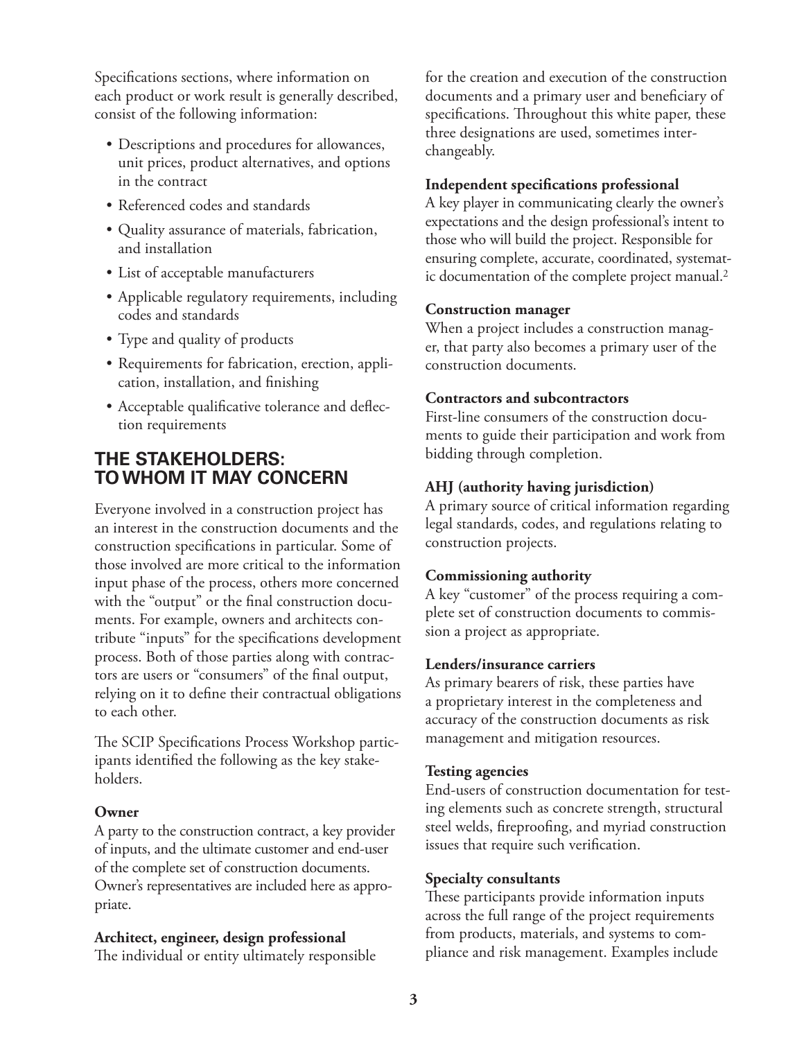Specifications sections, where information on each product or work result is generally described, consist of the following information:

- Descriptions and procedures for allowances, unit prices, product alternatives, and options in the contract
- Referenced codes and standards
- Quality assurance of materials, fabrication, and installation
- List of acceptable manufacturers
- Applicable regulatory requirements, including codes and standards
- Type and quality of products
- Requirements for fabrication, erection, application, installation, and finishing
- Acceptable qualificative tolerance and deflection requirements

## THE STAKEHOLDERS: TO WHOM IT MAY CONCERN

Everyone involved in a construction project has an interest in the construction documents and the construction specifications in particular. Some of those involved are more critical to the information input phase of the process, others more concerned with the "output" or the final construction documents. For example, owners and architects contribute "inputs" for the specifications development process. Both of those parties along with contractors are users or "consumers" of the final output, relying on it to define their contractual obligations to each other.

The SCIP Specifications Process Workshop participants identified the following as the key stakeholders.

**Owner**
A party to the construction contract, a key provider of inputs, and the ultimate customer and end-user of the complete set of construction documents. Owner's representatives are included here as appropriate.

**Architect, engineer, design professional**
The individual or entity ultimately responsible for the creation and execution of the construction documents and a primary user and beneficiary of specifications. Throughout this white paper, these three designations are used, sometimes interchangeably.

**Independent specifications professional**
A key player in communicating clearly the owner's expectations and the design professional's intent to those who will build the project. Responsible for ensuring complete, accurate, coordinated, systematic documentation of the complete project manual.[2]

**Construction manager**
When a project includes a construction manager, that party also becomes a primary user of the construction documents.

**Contractors and subcontractors**
First-line consumers of the construction documents to guide their participation and work from bidding through completion.

**AHJ (authority having jurisdiction)**
A primary source of critical information regarding legal standards, codes, and regulations relating to construction projects.

**Commissioning authority**
A key "customer" of the process requiring a complete set of construction documents to commission a project as appropriate.

**Lenders/insurance carriers**
As primary bearers of risk, these parties have a proprietary interest in the completeness and accuracy of the construction documents as risk management and mitigation resources.

**Testing agencies**
End-users of construction documentation for testing elements such as concrete strength, structural steel welds, fireproofing, and myriad construction issues that require such verification.

**Specialty consultants**
These participants provide information inputs across the full range of the project requirements from products, materials, and systems to compliance and risk management. Examples include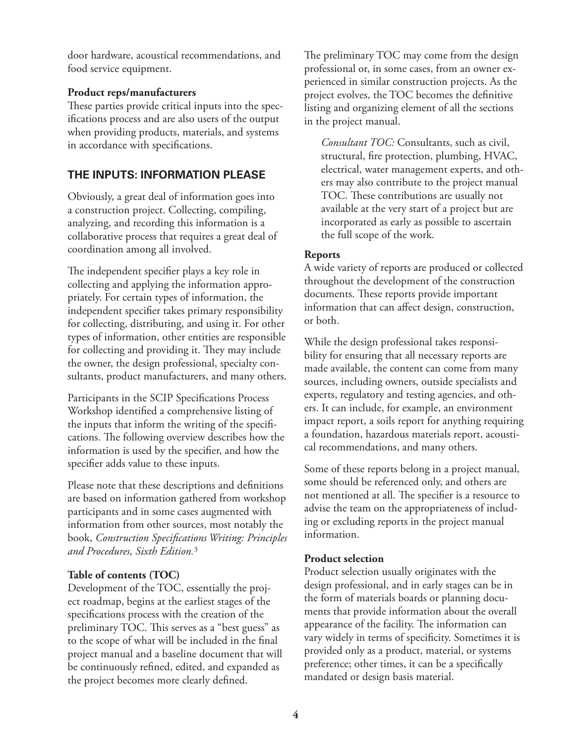door hardware, acoustical recommendations, and food service equipment.

**Product reps/manufacturers**
These parties provide critical inputs into the specifications process and are also users of the output when providing products, materials, and systems in accordance with specifications.

## THE INPUTS: INFORMATION PLEASE

Obviously, a great deal of information goes into a construction project. Collecting, compiling, analyzing, and recording this information is a collaborative process that requires a great deal of coordination among all involved.

The independent specifier plays a key role in collecting and applying the information appropriately. For certain types of information, the independent specifier takes primary responsibility for collecting, distributing, and using it. For other types of information, other entities are responsible for collecting and providing it. They may include the owner, the design professional, specialty consultants, product manufacturers, and many others.

Participants in the SCIP Specifications Process Workshop identified a comprehensive listing of the inputs that inform the writing of the specifications. The following overview describes how the information is used by the specifier, and how the specifier adds value to these inputs.

Please note that these descriptions and definitions are based on information gathered from workshop participants and in some cases augmented with information from other sources, most notably the book, *Construction Specifications Writing: Principles and Procedures, Sixth Edition.*[3]

**Table of contents (TOC)**
Development of the TOC, essentially the project roadmap, begins at the earliest stages of the specifications process with the creation of the preliminary TOC. This serves as a "best guess" as to the scope of what will be included in the final project manual and a baseline document that will be continuously refined, edited, and expanded as the project becomes more clearly defined.

The preliminary TOC may come from the design professional or, in some cases, from an owner experienced in similar construction projects. As the project evolves, the TOC becomes the definitive listing and organizing element of all the sections in the project manual.

> *Consultant TOC:* Consultants, such as civil, structural, fire protection, plumbing, HVAC, electrical, water management experts, and others may also contribute to the project manual TOC. These contributions are usually not available at the very start of a project but are incorporated as early as possible to ascertain the full scope of the work.

**Reports**
A wide variety of reports are produced or collected throughout the development of the construction documents. These reports provide important information that can affect design, construction, or both.

While the design professional takes responsibility for ensuring that all necessary reports are made available, the content can come from many sources, including owners, outside specialists and experts, regulatory and testing agencies, and others. It can include, for example, an environment impact report, a soils report for anything requiring a foundation, hazardous materials report, acoustical recommendations, and many others.

Some of these reports belong in a project manual, some should be referenced only, and others are not mentioned at all. The specifier is a resource to advise the team on the appropriateness of including or excluding reports in the project manual information.

**Product selection**
Product selection usually originates with the design professional, and in early stages can be in the form of materials boards or planning documents that provide information about the overall appearance of the facility. The information can vary widely in terms of specificity. Sometimes it is provided only as a product, material, or systems preference; other times, it can be a specifically mandated or design basis material.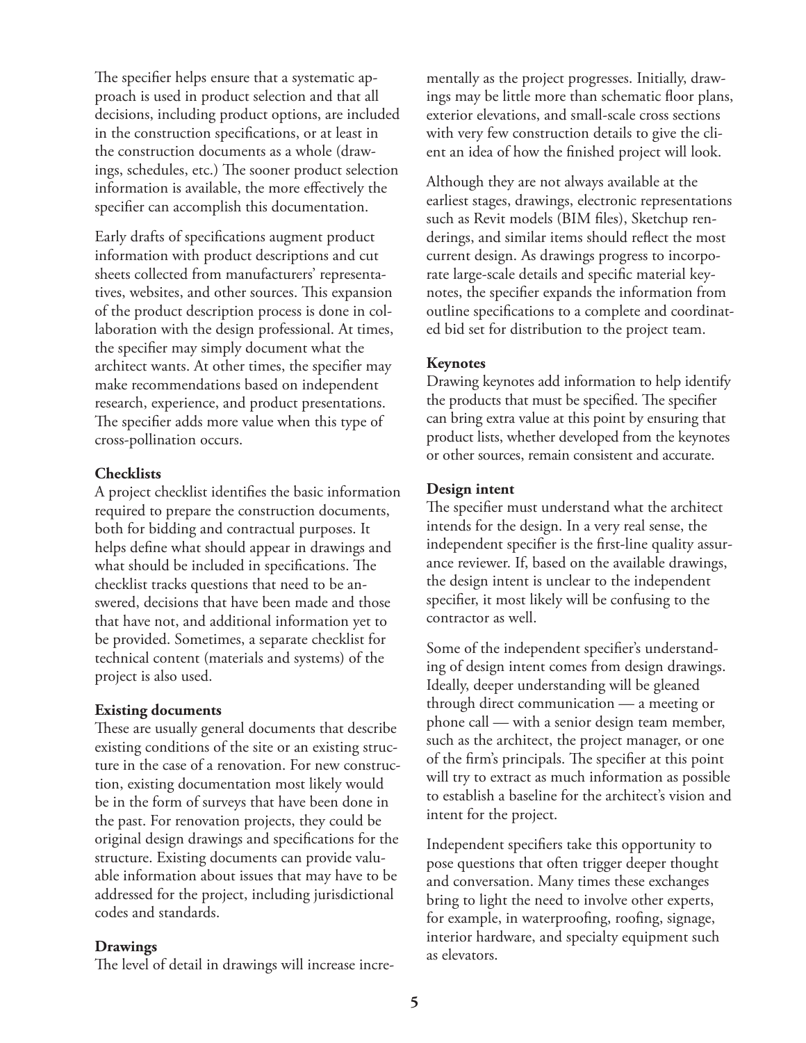The specifier helps ensure that a systematic approach is used in product selection and that all decisions, including product options, are included in the construction specifications, or at least in the construction documents as a whole (drawings, schedules, etc.) The sooner product selection information is available, the more effectively the specifier can accomplish this documentation.

Early drafts of specifications augment product information with product descriptions and cut sheets collected from manufacturers' representatives, websites, and other sources. This expansion of the product description process is done in collaboration with the design professional. At times, the specifier may simply document what the architect wants. At other times, the specifier may make recommendations based on independent research, experience, and product presentations. The specifier adds more value when this type of cross-pollination occurs.

**Checklists**

A project checklist identifies the basic information required to prepare the construction documents, both for bidding and contractual purposes. It helps define what should appear in drawings and what should be included in specifications. The checklist tracks questions that need to be answered, decisions that have been made and those that have not, and additional information yet to be provided. Sometimes, a separate checklist for technical content (materials and systems) of the project is also used.

**Existing documents**

These are usually general documents that describe existing conditions of the site or an existing structure in the case of a renovation. For new construction, existing documentation most likely would be in the form of surveys that have been done in the past. For renovation projects, they could be original design drawings and specifications for the structure. Existing documents can provide valuable information about issues that may have to be addressed for the project, including jurisdictional codes and standards.

**Drawings**

The level of detail in drawings will increase incrementally as the project progresses. Initially, drawings may be little more than schematic floor plans, exterior elevations, and small-scale cross sections with very few construction details to give the client an idea of how the finished project will look.

Although they are not always available at the earliest stages, drawings, electronic representations such as Revit models (BIM files), Sketchup renderings, and similar items should reflect the most current design. As drawings progress to incorporate large-scale details and specific material keynotes, the specifier expands the information from outline specifications to a complete and coordinated bid set for distribution to the project team.

**Keynotes**

Drawing keynotes add information to help identify the products that must be specified. The specifier can bring extra value at this point by ensuring that product lists, whether developed from the keynotes or other sources, remain consistent and accurate.

**Design intent**

The specifier must understand what the architect intends for the design. In a very real sense, the independent specifier is the first-line quality assurance reviewer. If, based on the available drawings, the design intent is unclear to the independent specifier, it most likely will be confusing to the contractor as well.

Some of the independent specifier's understanding of design intent comes from design drawings. Ideally, deeper understanding will be gleaned through direct communication — a meeting or phone call — with a senior design team member, such as the architect, the project manager, or one of the firm's principals. The specifier at this point will try to extract as much information as possible to establish a baseline for the architect's vision and intent for the project.

Independent specifiers take this opportunity to pose questions that often trigger deeper thought and conversation. Many times these exchanges bring to light the need to involve other experts, for example, in waterproofing, roofing, signage, interior hardware, and specialty equipment such as elevators.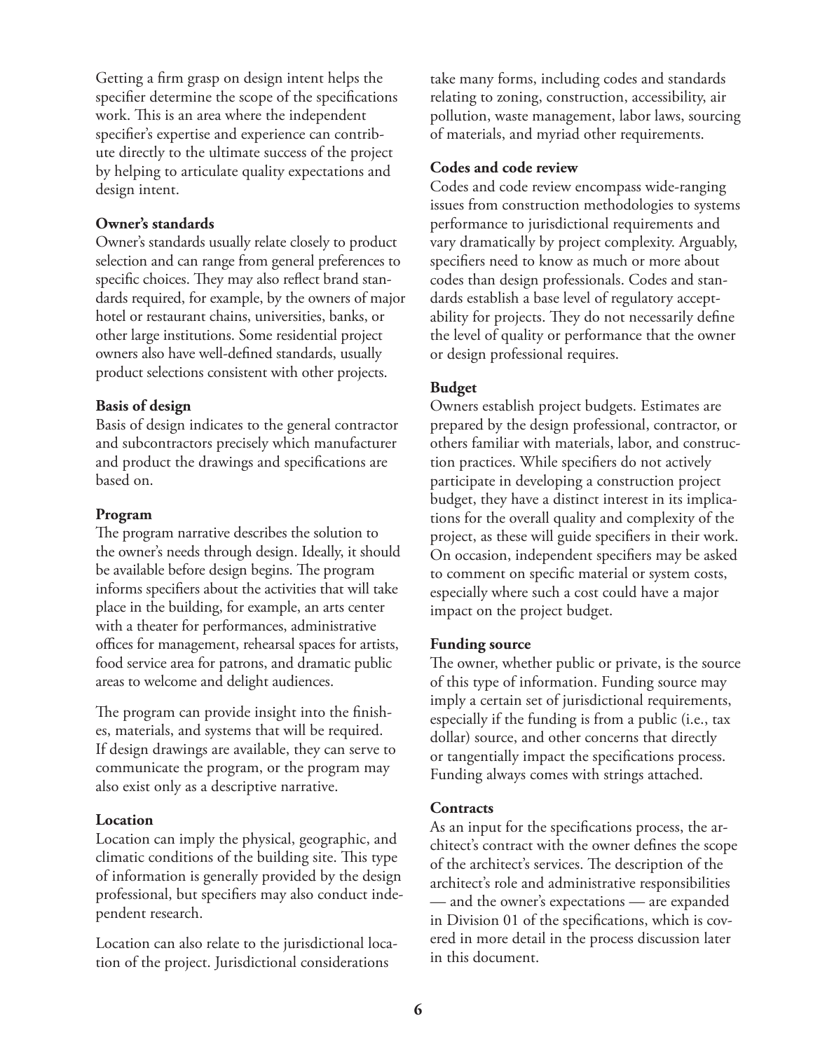Getting a firm grasp on design intent helps the specifier determine the scope of the specifications work. This is an area where the independent specifier's expertise and experience can contribute directly to the ultimate success of the project by helping to articulate quality expectations and design intent.

**Owner's standards**

Owner's standards usually relate closely to product selection and can range from general preferences to specific choices. They may also reflect brand standards required, for example, by the owners of major hotel or restaurant chains, universities, banks, or other large institutions. Some residential project owners also have well-defined standards, usually product selections consistent with other projects.

**Basis of design**

Basis of design indicates to the general contractor and subcontractors precisely which manufacturer and product the drawings and specifications are based on.

**Program**

The program narrative describes the solution to the owner's needs through design. Ideally, it should be available before design begins. The program informs specifiers about the activities that will take place in the building, for example, an arts center with a theater for performances, administrative offices for management, rehearsal spaces for artists, food service area for patrons, and dramatic public areas to welcome and delight audiences.

The program can provide insight into the finishes, materials, and systems that will be required. If design drawings are available, they can serve to communicate the program, or the program may also exist only as a descriptive narrative.

**Location**

Location can imply the physical, geographic, and climatic conditions of the building site. This type of information is generally provided by the design professional, but specifiers may also conduct independent research.

Location can also relate to the jurisdictional location of the project. Jurisdictional considerations take many forms, including codes and standards relating to zoning, construction, accessibility, air pollution, waste management, labor laws, sourcing of materials, and myriad other requirements.

**Codes and code review**

Codes and code review encompass wide-ranging issues from construction methodologies to systems performance to jurisdictional requirements and vary dramatically by project complexity. Arguably, specifiers need to know as much or more about codes than design professionals. Codes and standards establish a base level of regulatory acceptability for projects. They do not necessarily define the level of quality or performance that the owner or design professional requires.

**Budget**

Owners establish project budgets. Estimates are prepared by the design professional, contractor, or others familiar with materials, labor, and construction practices. While specifiers do not actively participate in developing a construction project budget, they have a distinct interest in its implications for the overall quality and complexity of the project, as these will guide specifiers in their work. On occasion, independent specifiers may be asked to comment on specific material or system costs, especially where such a cost could have a major impact on the project budget.

**Funding source**

The owner, whether public or private, is the source of this type of information. Funding source may imply a certain set of jurisdictional requirements, especially if the funding is from a public (i.e., tax dollar) source, and other concerns that directly or tangentially impact the specifications process. Funding always comes with strings attached.

**Contracts**

As an input for the specifications process, the architect's contract with the owner defines the scope of the architect's services. The description of the architect's role and administrative responsibilities — and the owner's expectations — are expanded in Division 01 of the specifications, which is covered in more detail in the process discussion later in this document.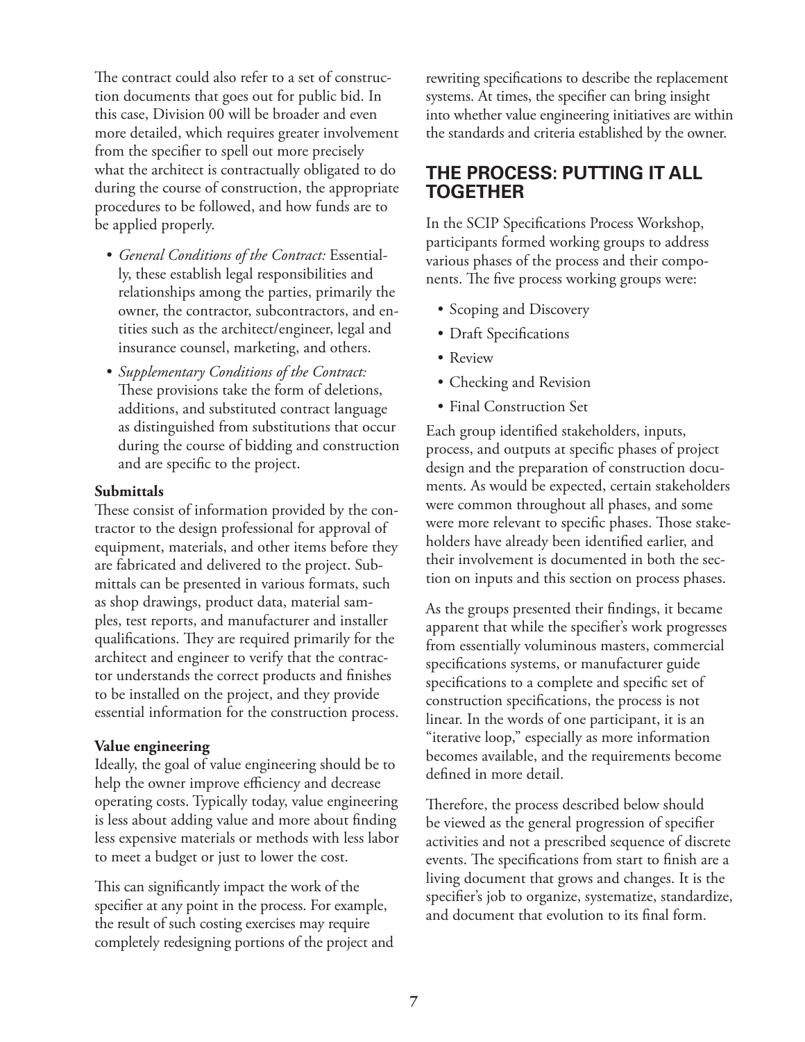The contract could also refer to a set of construction documents that goes out for public bid. In this case, Division 00 will be broader and even more detailed, which requires greater involvement from the specifier to spell out more precisely what the architect is contractually obligated to do during the course of construction, the appropriate procedures to be followed, and how funds are to be applied properly.

- *General Conditions of the Contract:* Essentially, these establish legal responsibilities and relationships among the parties, primarily the owner, the contractor, subcontractors, and entities such as the architect/engineer, legal and insurance counsel, marketing, and others.
- *Supplementary Conditions of the Contract:* These provisions take the form of deletions, additions, and substituted contract language as distinguished from substitutions that occur during the course of bidding and construction and are specific to the project.

**Submittals**

These consist of information provided by the contractor to the design professional for approval of equipment, materials, and other items before they are fabricated and delivered to the project. Submittals can be presented in various formats, such as shop drawings, product data, material samples, test reports, and manufacturer and installer qualifications. They are required primarily for the architect and engineer to verify that the contractor understands the correct products and finishes to be installed on the project, and they provide essential information for the construction process.

**Value engineering**

Ideally, the goal of value engineering should be to help the owner improve efficiency and decrease operating costs. Typically today, value engineering is less about adding value and more about finding less expensive materials or methods with less labor to meet a budget or just to lower the cost.

This can significantly impact the work of the specifier at any point in the process. For example, the result of such costing exercises may require completely redesigning portions of the project and rewriting specifications to describe the replacement systems. At times, the specifier can bring insight into whether value engineering initiatives are within the standards and criteria established by the owner.

## THE PROCESS: PUTTING IT ALL TOGETHER

In the SCIP Specifications Process Workshop, participants formed working groups to address various phases of the process and their components. The five process working groups were:

- Scoping and Discovery
- Draft Specifications
- Review
- Checking and Revision
- Final Construction Set

Each group identified stakeholders, inputs, process, and outputs at specific phases of project design and the preparation of construction documents. As would be expected, certain stakeholders were common throughout all phases, and some were more relevant to specific phases. Those stakeholders have already been identified earlier, and their involvement is documented in both the section on inputs and this section on process phases.

As the groups presented their findings, it became apparent that while the specifier's work progresses from essentially voluminous masters, commercial specifications systems, or manufacturer guide specifications to a complete and specific set of construction specifications, the process is not linear. In the words of one participant, it is an "iterative loop," especially as more information becomes available, and the requirements become defined in more detail.

Therefore, the process described below should be viewed as the general progression of specifier activities and not a prescribed sequence of discrete events. The specifications from start to finish are a living document that grows and changes. It is the specifier's job to organize, systematize, standardize, and document that evolution to its final form.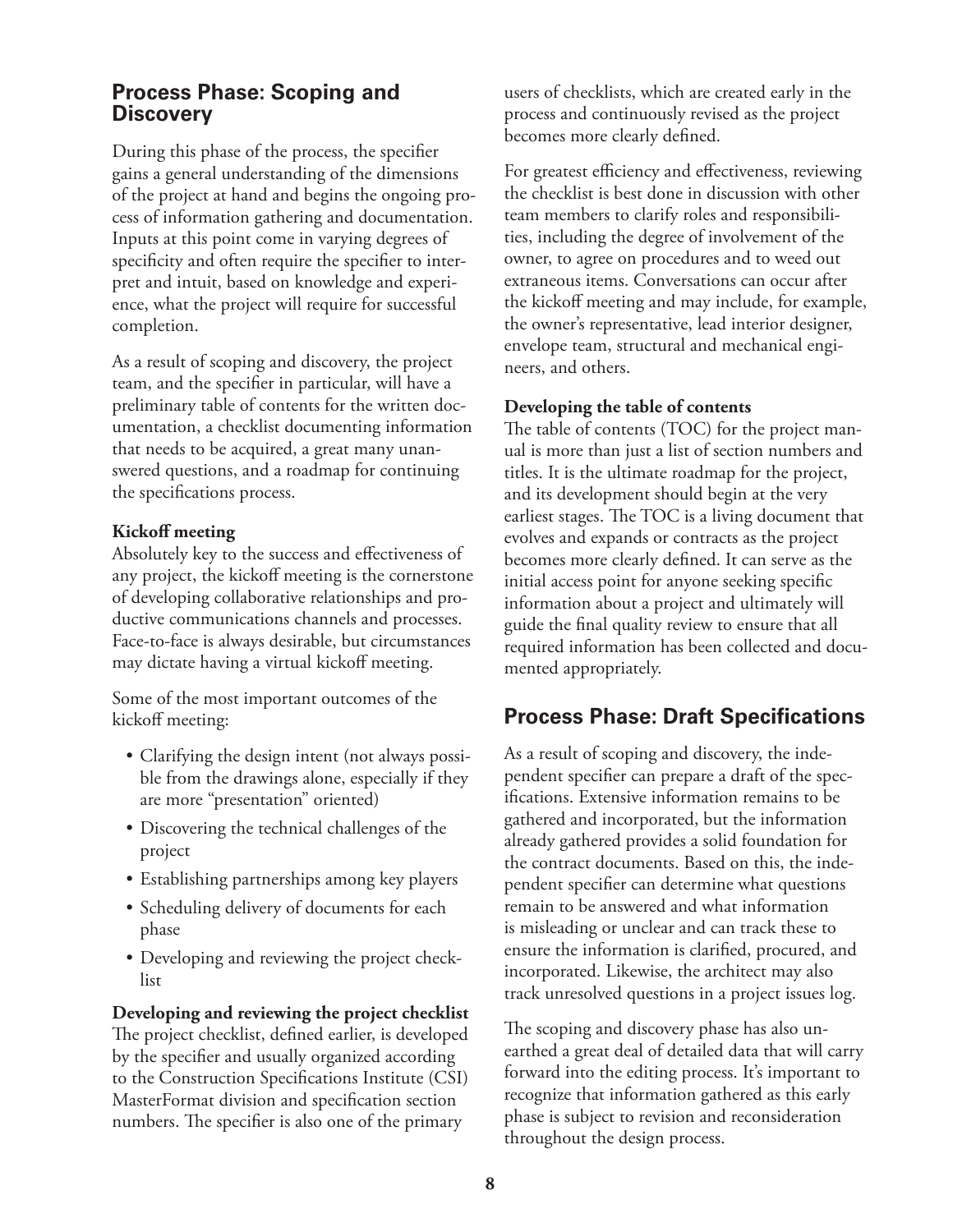## Process Phase: Scoping and Discovery

During this phase of the process, the specifier gains a general understanding of the dimensions of the project at hand and begins the ongoing process of information gathering and documentation. Inputs at this point come in varying degrees of specificity and often require the specifier to interpret and intuit, based on knowledge and experience, what the project will require for successful completion.

As a result of scoping and discovery, the project team, and the specifier in particular, will have a preliminary table of contents for the written documentation, a checklist documenting information that needs to be acquired, a great many unanswered questions, and a roadmap for continuing the specifications process.

**Kickoff meeting**

Absolutely key to the success and effectiveness of any project, the kickoff meeting is the cornerstone of developing collaborative relationships and productive communications channels and processes. Face-to-face is always desirable, but circumstances may dictate having a virtual kickoff meeting.

Some of the most important outcomes of the kickoff meeting:

- Clarifying the design intent (not always possible from the drawings alone, especially if they are more "presentation" oriented)
- Discovering the technical challenges of the project
- Establishing partnerships among key players
- Scheduling delivery of documents for each phase
- Developing and reviewing the project checklist

**Developing and reviewing the project checklist**

The project checklist, defined earlier, is developed by the specifier and usually organized according to the Construction Specifications Institute (CSI) MasterFormat division and specification section numbers. The specifier is also one of the primary users of checklists, which are created early in the process and continuously revised as the project becomes more clearly defined.

For greatest efficiency and effectiveness, reviewing the checklist is best done in discussion with other team members to clarify roles and responsibilities, including the degree of involvement of the owner, to agree on procedures and to weed out extraneous items. Conversations can occur after the kickoff meeting and may include, for example, the owner's representative, lead interior designer, envelope team, structural and mechanical engineers, and others.

**Developing the table of contents**

The table of contents (TOC) for the project manual is more than just a list of section numbers and titles. It is the ultimate roadmap for the project, and its development should begin at the very earliest stages. The TOC is a living document that evolves and expands or contracts as the project becomes more clearly defined. It can serve as the initial access point for anyone seeking specific information about a project and ultimately will guide the final quality review to ensure that all required information has been collected and documented appropriately.

## Process Phase: Draft Specifications

As a result of scoping and discovery, the independent specifier can prepare a draft of the specifications. Extensive information remains to be gathered and incorporated, but the information already gathered provides a solid foundation for the contract documents. Based on this, the independent specifier can determine what questions remain to be answered and what information is misleading or unclear and can track these to ensure the information is clarified, procured, and incorporated. Likewise, the architect may also track unresolved questions in a project issues log.

The scoping and discovery phase has also unearthed a great deal of detailed data that will carry forward into the editing process. It's important to recognize that information gathered as this early phase is subject to revision and reconsideration throughout the design process.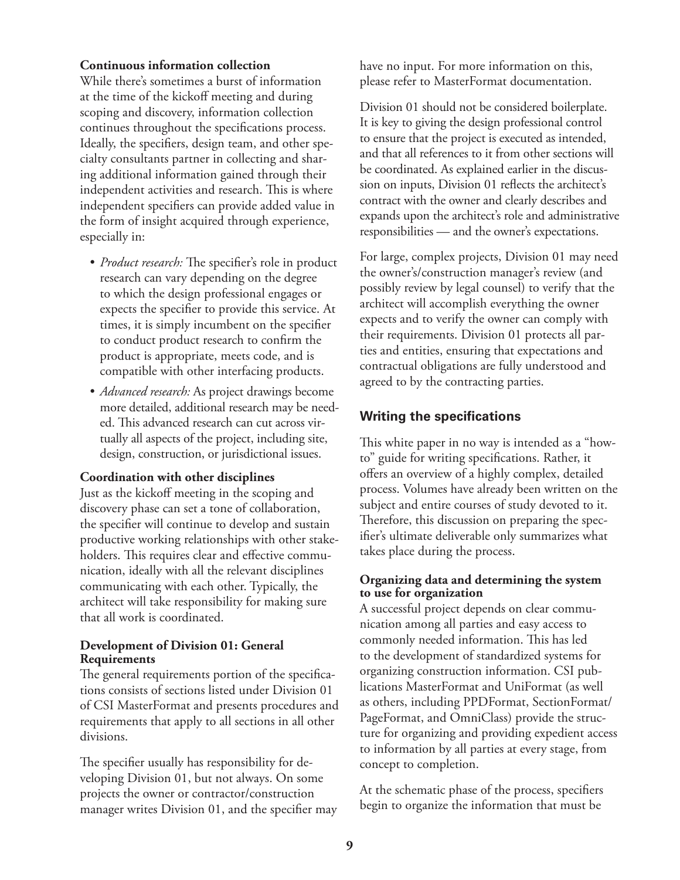**Continuous information collection**

While there's sometimes a burst of information at the time of the kickoff meeting and during scoping and discovery, information collection continues throughout the specifications process. Ideally, the specifiers, design team, and other specialty consultants partner in collecting and sharing additional information gained through their independent activities and research. This is where independent specifiers can provide added value in the form of insight acquired through experience, especially in:

- *Product research:* The specifier's role in product research can vary depending on the degree to which the design professional engages or expects the specifier to provide this service. At times, it is simply incumbent on the specifier to conduct product research to confirm the product is appropriate, meets code, and is compatible with other interfacing products.
- *Advanced research:* As project drawings become more detailed, additional research may be needed. This advanced research can cut across virtually all aspects of the project, including site, design, construction, or jurisdictional issues.

**Coordination with other disciplines**

Just as the kickoff meeting in the scoping and discovery phase can set a tone of collaboration, the specifier will continue to develop and sustain productive working relationships with other stakeholders. This requires clear and effective communication, ideally with all the relevant disciplines communicating with each other. Typically, the architect will take responsibility for making sure that all work is coordinated.

**Development of Division 01: General Requirements**

The general requirements portion of the specifications consists of sections listed under Division 01 of CSI MasterFormat and presents procedures and requirements that apply to all sections in all other divisions.

The specifier usually has responsibility for developing Division 01, but not always. On some projects the owner or contractor/construction manager writes Division 01, and the specifier may have no input. For more information on this, please refer to MasterFormat documentation.

Division 01 should not be considered boilerplate. It is key to giving the design professional control to ensure that the project is executed as intended, and that all references to it from other sections will be coordinated. As explained earlier in the discussion on inputs, Division 01 reflects the architect's contract with the owner and clearly describes and expands upon the architect's role and administrative responsibilities — and the owner's expectations.

For large, complex projects, Division 01 may need the owner's/construction manager's review (and possibly review by legal counsel) to verify that the architect will accomplish everything the owner expects and to verify the owner can comply with their requirements. Division 01 protects all parties and entities, ensuring that expectations and contractual obligations are fully understood and agreed to by the contracting parties.

## Writing the specifications

This white paper in no way is intended as a "how-to" guide for writing specifications. Rather, it offers an overview of a highly complex, detailed process. Volumes have already been written on the subject and entire courses of study devoted to it. Therefore, this discussion on preparing the specifier's ultimate deliverable only summarizes what takes place during the process.

**Organizing data and determining the system to use for organization**

A successful project depends on clear communication among all parties and easy access to commonly needed information. This has led to the development of standardized systems for organizing construction information. CSI publications MasterFormat and UniFormat (as well as others, including PPDFormat, SectionFormat/PageFormat, and OmniClass) provide the structure for organizing and providing expedient access to information by all parties at every stage, from concept to completion.

At the schematic phase of the process, specifiers begin to organize the information that must be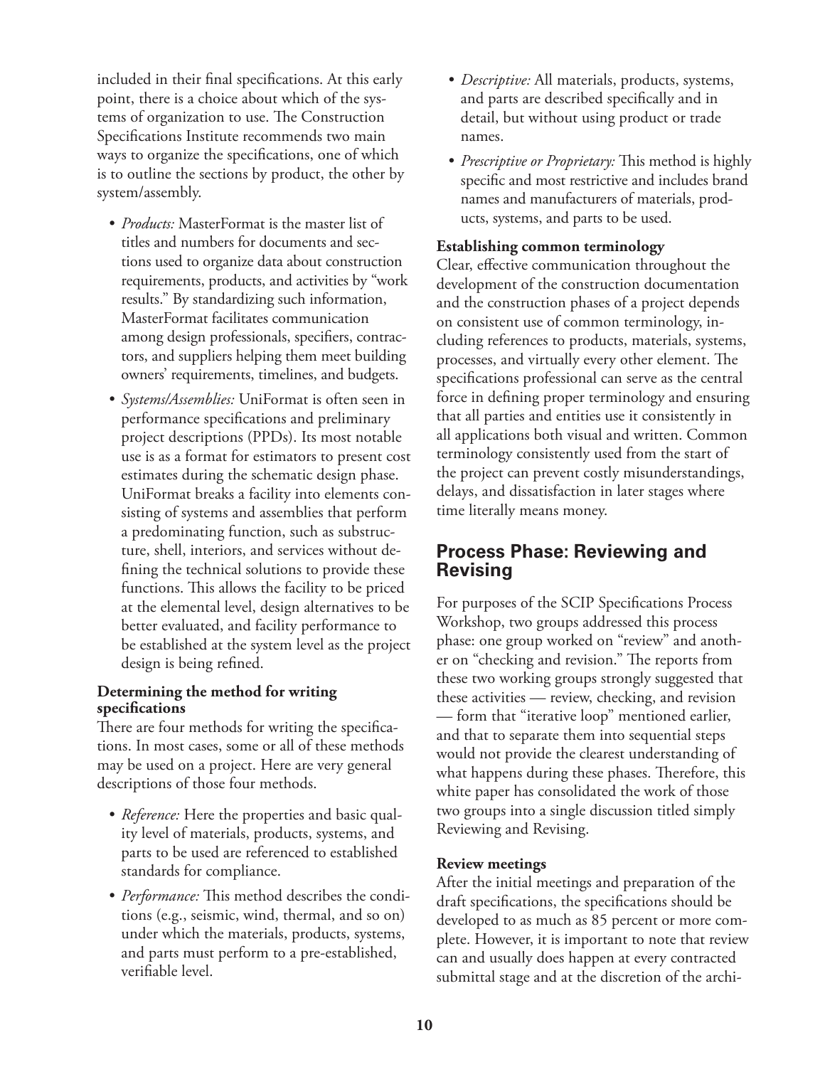included in their final specifications. At this early point, there is a choice about which of the systems of organization to use. The Construction Specifications Institute recommends two main ways to organize the specifications, one of which is to outline the sections by product, the other by system/assembly.

- *Products:* MasterFormat is the master list of titles and numbers for documents and sections used to organize data about construction requirements, products, and activities by "work results." By standardizing such information, MasterFormat facilitates communication among design professionals, specifiers, contractors, and suppliers helping them meet building owners' requirements, timelines, and budgets.
- *Systems/Assemblies:* UniFormat is often seen in performance specifications and preliminary project descriptions (PPDs). Its most notable use is as a format for estimators to present cost estimates during the schematic design phase. UniFormat breaks a facility into elements consisting of systems and assemblies that perform a predominating function, such as substructure, shell, interiors, and services without defining the technical solutions to provide these functions. This allows the facility to be priced at the elemental level, design alternatives to be better evaluated, and facility performance to be established at the system level as the project design is being refined.

**Determining the method for writing specifications**

There are four methods for writing the specifications. In most cases, some or all of these methods may be used on a project. Here are very general descriptions of those four methods.

- *Reference:* Here the properties and basic quality level of materials, products, systems, and parts to be used are referenced to established standards for compliance.
- *Performance:* This method describes the conditions (e.g., seismic, wind, thermal, and so on) under which the materials, products, systems, and parts must perform to a pre-established, verifiable level.
- *Descriptive:* All materials, products, systems, and parts are described specifically and in detail, but without using product or trade names.
- *Prescriptive or Proprietary:* This method is highly specific and most restrictive and includes brand names and manufacturers of materials, products, systems, and parts to be used.

**Establishing common terminology**

Clear, effective communication throughout the development of the construction documentation and the construction phases of a project depends on consistent use of common terminology, including references to products, materials, systems, processes, and virtually every other element. The specifications professional can serve as the central force in defining proper terminology and ensuring that all parties and entities use it consistently in all applications both visual and written. Common terminology consistently used from the start of the project can prevent costly misunderstandings, delays, and dissatisfaction in later stages where time literally means money.

## Process Phase: Reviewing and Revising

For purposes of the SCIP Specifications Process Workshop, two groups addressed this process phase: one group worked on "review" and another on "checking and revision." The reports from these two working groups strongly suggested that these activities — review, checking, and revision — form that "iterative loop" mentioned earlier, and that to separate them into sequential steps would not provide the clearest understanding of what happens during these phases. Therefore, this white paper has consolidated the work of those two groups into a single discussion titled simply Reviewing and Revising.

**Review meetings**

After the initial meetings and preparation of the draft specifications, the specifications should be developed to as much as 85 percent or more complete. However, it is important to note that review can and usually does happen at every contracted submittal stage and at the discretion of the archi-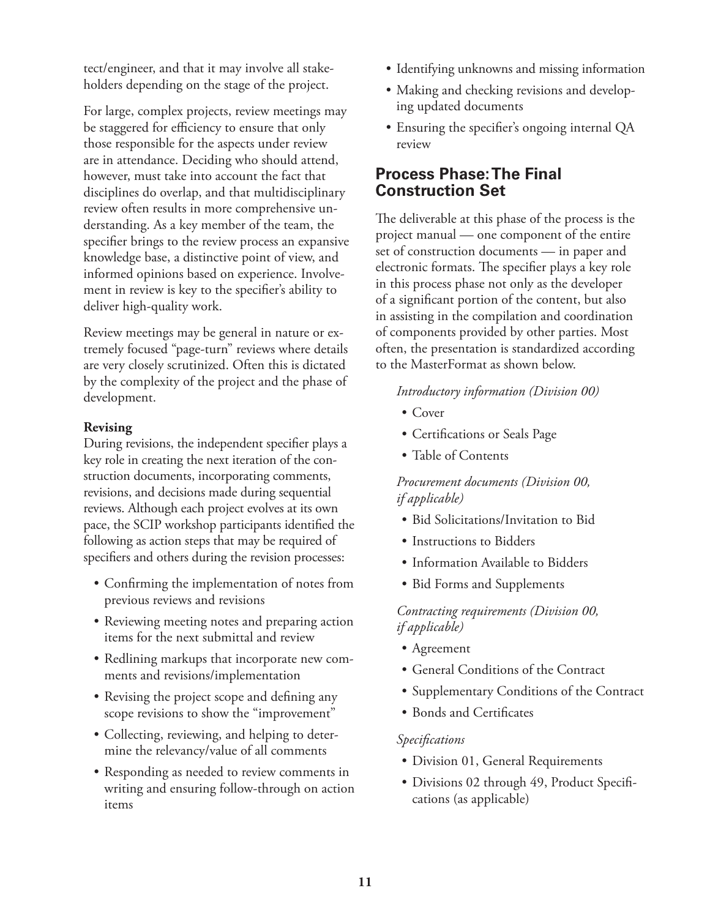tect/engineer, and that it may involve all stakeholders depending on the stage of the project.

For large, complex projects, review meetings may be staggered for efficiency to ensure that only those responsible for the aspects under review are in attendance. Deciding who should attend, however, must take into account the fact that disciplines do overlap, and that multidisciplinary review often results in more comprehensive understanding. As a key member of the team, the specifier brings to the review process an expansive knowledge base, a distinctive point of view, and informed opinions based on experience. Involvement in review is key to the specifier's ability to deliver high-quality work.

Review meetings may be general in nature or extremely focused "page-turn" reviews where details are very closely scrutinized. Often this is dictated by the complexity of the project and the phase of development.

**Revising**

During revisions, the independent specifier plays a key role in creating the next iteration of the construction documents, incorporating comments, revisions, and decisions made during sequential reviews. Although each project evolves at its own pace, the SCIP workshop participants identified the following as action steps that may be required of specifiers and others during the revision processes:

- Confirming the implementation of notes from previous reviews and revisions
- Reviewing meeting notes and preparing action items for the next submittal and review
- Redlining markups that incorporate new comments and revisions/implementation
- Revising the project scope and defining any scope revisions to show the "improvement"
- Collecting, reviewing, and helping to determine the relevancy/value of all comments
- Responding as needed to review comments in writing and ensuring follow-through on action items
- Identifying unknowns and missing information
- Making and checking revisions and developing updated documents
- Ensuring the specifier's ongoing internal QA review

## Process Phase: The Final Construction Set

The deliverable at this phase of the process is the project manual — one component of the entire set of construction documents — in paper and electronic formats. The specifier plays a key role in this process phase not only as the developer of a significant portion of the content, but also in assisting in the compilation and coordination of components provided by other parties. Most often, the presentation is standardized according to the MasterFormat as shown below.

*Introductory information (Division 00)*

- Cover
- Certifications or Seals Page
- Table of Contents

*Procurement documents (Division 00, if applicable)*

- Bid Solicitations/Invitation to Bid
- Instructions to Bidders
- Information Available to Bidders
- Bid Forms and Supplements

*Contracting requirements (Division 00, if applicable)*

- Agreement
- General Conditions of the Contract
- Supplementary Conditions of the Contract
- Bonds and Certificates

*Specifications*

- Division 01, General Requirements
- Divisions 02 through 49, Product Specifications (as applicable)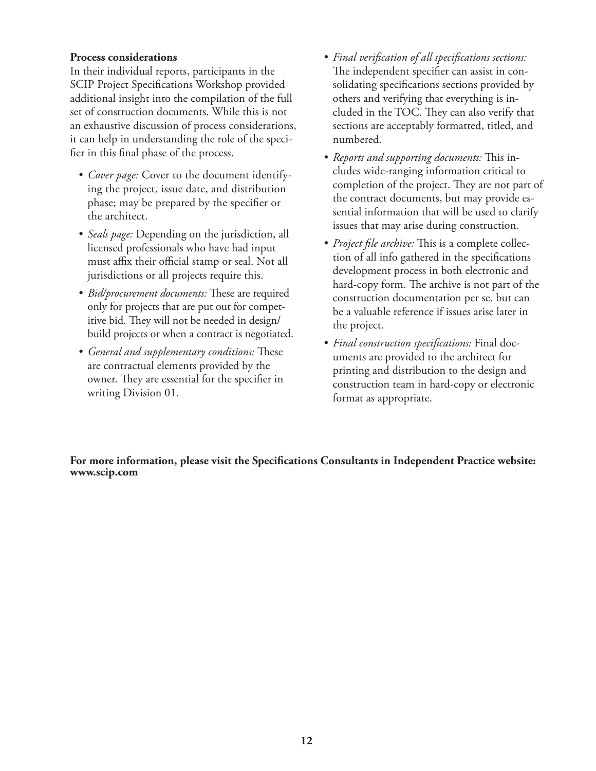**Process considerations**

In their individual reports, participants in the SCIP Project Specifications Workshop provided additional insight into the compilation of the full set of construction documents. While this is not an exhaustive discussion of process considerations, it can help in understanding the role of the specifier in this final phase of the process.

- *Cover page:* Cover to the document identifying the project, issue date, and distribution phase; may be prepared by the specifier or the architect.
- *Seals page:* Depending on the jurisdiction, all licensed professionals who have had input must affix their official stamp or seal. Not all jurisdictions or all projects require this.
- *Bid/procurement documents:* These are required only for projects that are put out for competitive bid. They will not be needed in design/build projects or when a contract is negotiated.
- *General and supplementary conditions:* These are contractual elements provided by the owner. They are essential for the specifier in writing Division 01.
- *Final verification of all specifications sections:* The independent specifier can assist in consolidating specifications sections provided by others and verifying that everything is included in the TOC. They can also verify that sections are acceptably formatted, titled, and numbered.
- *Reports and supporting documents:* This includes wide-ranging information critical to completion of the project. They are not part of the contract documents, but may provide essential information that will be used to clarify issues that may arise during construction.
- *Project file archive:* This is a complete collection of all info gathered in the specifications development process in both electronic and hard-copy form. The archive is not part of the construction documentation per se, but can be a valuable reference if issues arise later in the project.
- *Final construction specifications:* Final documents are provided to the architect for printing and distribution to the design and construction team in hard-copy or electronic format as appropriate.

**For more information, please visit the Specifications Consultants in Independent Practice website: www.scip.com**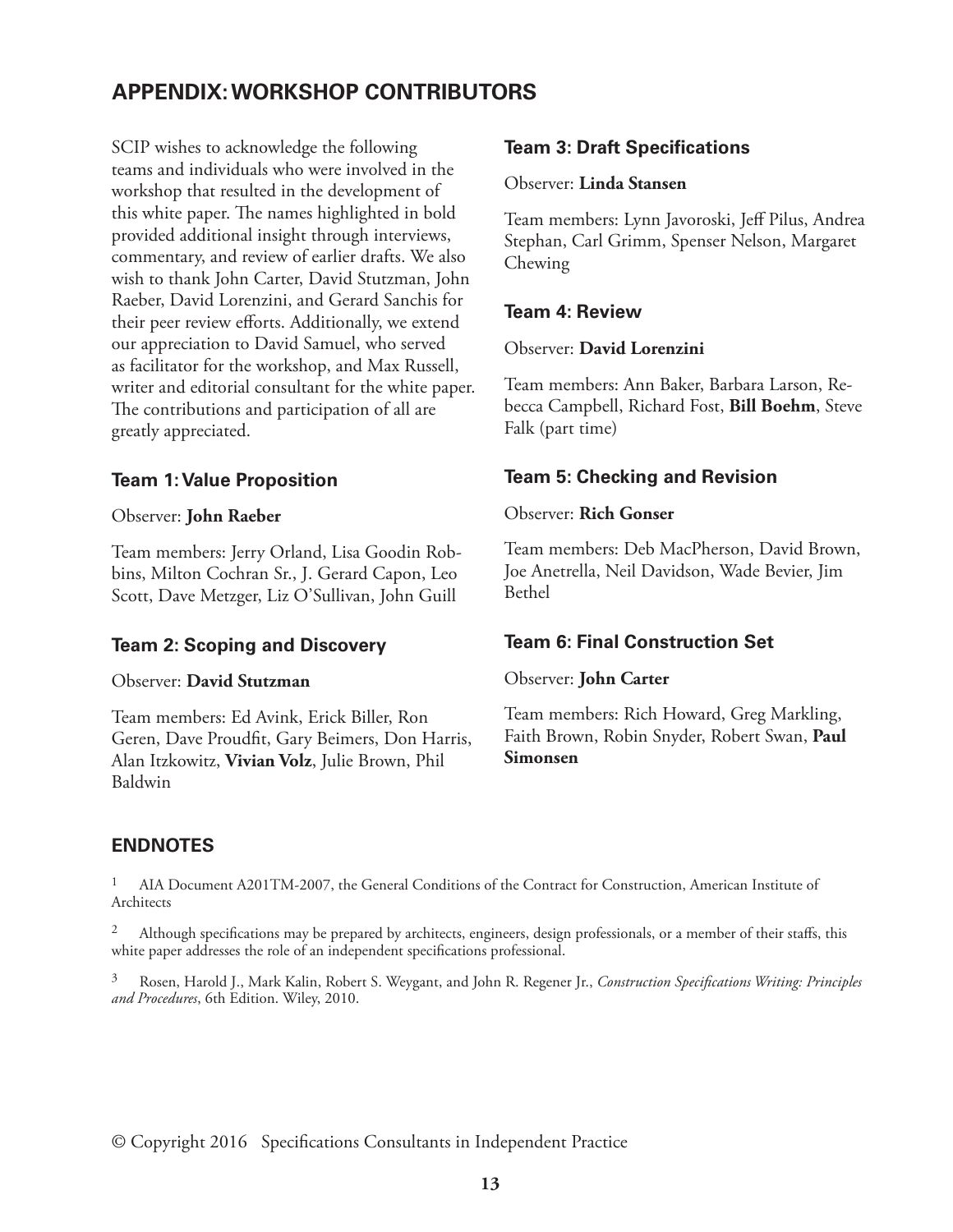## APPENDIX: WORKSHOP CONTRIBUTORS

SCIP wishes to acknowledge the following teams and individuals who were involved in the workshop that resulted in the development of this white paper. The names highlighted in bold provided additional insight through interviews, commentary, and review of earlier drafts. We also wish to thank John Carter, David Stutzman, John Raeber, David Lorenzini, and Gerard Sanchis for their peer review efforts. Additionally, we extend our appreciation to David Samuel, who served as facilitator for the workshop, and Max Russell, writer and editorial consultant for the white paper. The contributions and participation of all are greatly appreciated.

### Team 1: Value Proposition

Observer: **John Raeber**

Team members: Jerry Orland, Lisa Goodin Robbins, Milton Cochran Sr., J. Gerard Capon, Leo Scott, Dave Metzger, Liz O'Sullivan, John Guill

### Team 2: Scoping and Discovery

Observer: **David Stutzman**

Team members: Ed Avink, Erick Biller, Ron Geren, Dave Proudfit, Gary Beimers, Don Harris, Alan Itzkowitz, **Vivian Volz**, Julie Brown, Phil Baldwin

### Team 3: Draft Specifications

Observer: **Linda Stansen**

Team members: Lynn Javoroski, Jeff Pilus, Andrea Stephan, Carl Grimm, Spenser Nelson, Margaret Chewing

### Team 4: Review

Observer: **David Lorenzini**

Team members: Ann Baker, Barbara Larson, Rebecca Campbell, Richard Fost, **Bill Boehm**, Steve Falk (part time)

### Team 5: Checking and Revision

Observer: **Rich Gonser**

Team members: Deb MacPherson, David Brown, Joe Anetrella, Neil Davidson, Wade Bevier, Jim Bethel

### Team 6: Final Construction Set

Observer: **John Carter**

Team members: Rich Howard, Greg Markling, Faith Brown, Robin Snyder, Robert Swan, **Paul Simonsen**

## ENDNOTES

1 AIA Document A201TM-2007, the General Conditions of the Contract for Construction, American Institute of Architects

2 Although specifications may be prepared by architects, engineers, design professionals, or a member of their staffs, this white paper addresses the role of an independent specifications professional.

3 Rosen, Harold J., Mark Kalin, Robert S. Weygant, and John R. Regener Jr., *Construction Specifications Writing: Principles and Procedures*, 6th Edition. Wiley, 2010.

© Copyright 2016 Specifications Consultants in Independent Practice